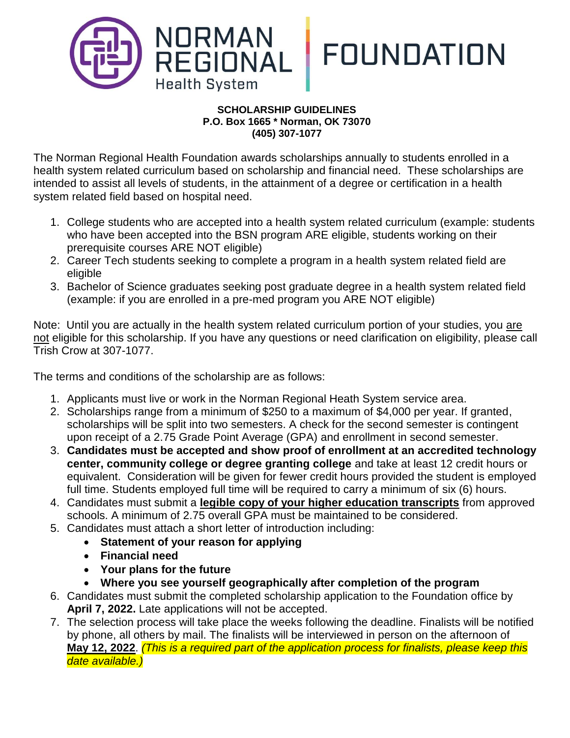# NORMAN REGIONAL Health System FOUNDATION

**SCHOLARSHIP GUIDELINES**
**P.O. Box 1665 * Norman, OK 73070**
**(405) 307-1077**

The Norman Regional Health Foundation awards scholarships annually to students enrolled in a health system related curriculum based on scholarship and financial need. These scholarships are intended to assist all levels of students, in the attainment of a degree or certification in a health system related field based on hospital need.

1. College students who are accepted into a health system related curriculum (example: students who have been accepted into the BSN program ARE eligible, students working on their prerequisite courses ARE NOT eligible)
2. Career Tech students seeking to complete a program in a health system related field are eligible
3. Bachelor of Science graduates seeking post graduate degree in a health system related field (example: if you are enrolled in a pre-med program you ARE NOT eligible)

Note: Until you are actually in the health system related curriculum portion of your studies, you are not eligible for this scholarship. If you have any questions or need clarification on eligibility, please call Trish Crow at 307-1077.

The terms and conditions of the scholarship are as follows:

1. Applicants must live or work in the Norman Regional Heath System service area.
2. Scholarships range from a minimum of $250 to a maximum of $4,000 per year. If granted, scholarships will be split into two semesters. A check for the second semester is contingent upon receipt of a 2.75 Grade Point Average (GPA) and enrollment in second semester.
3. **Candidates must be accepted and show proof of enrollment at an accredited technology center, community college or degree granting college** and take at least 12 credit hours or equivalent. Consideration will be given for fewer credit hours provided the student is employed full time. Students employed full time will be required to carry a minimum of six (6) hours.
4. Candidates must submit a **legible copy of your higher education transcripts** from approved schools. A minimum of 2.75 overall GPA must be maintained to be considered.
5. Candidates must attach a short letter of introduction including:
   - **Statement of your reason for applying**
   - **Financial need**
   - **Your plans for the future**
   - **Where you see yourself geographically after completion of the program**
6. Candidates must submit the completed scholarship application to the Foundation office by **April 7, 2022.** Late applications will not be accepted.
7. The selection process will take place the weeks following the deadline. Finalists will be notified by phone, all others by mail. The finalists will be interviewed in person on the afternoon of **May 12, 2022**. *(This is a required part of the application process for finalists, please keep this date available.)*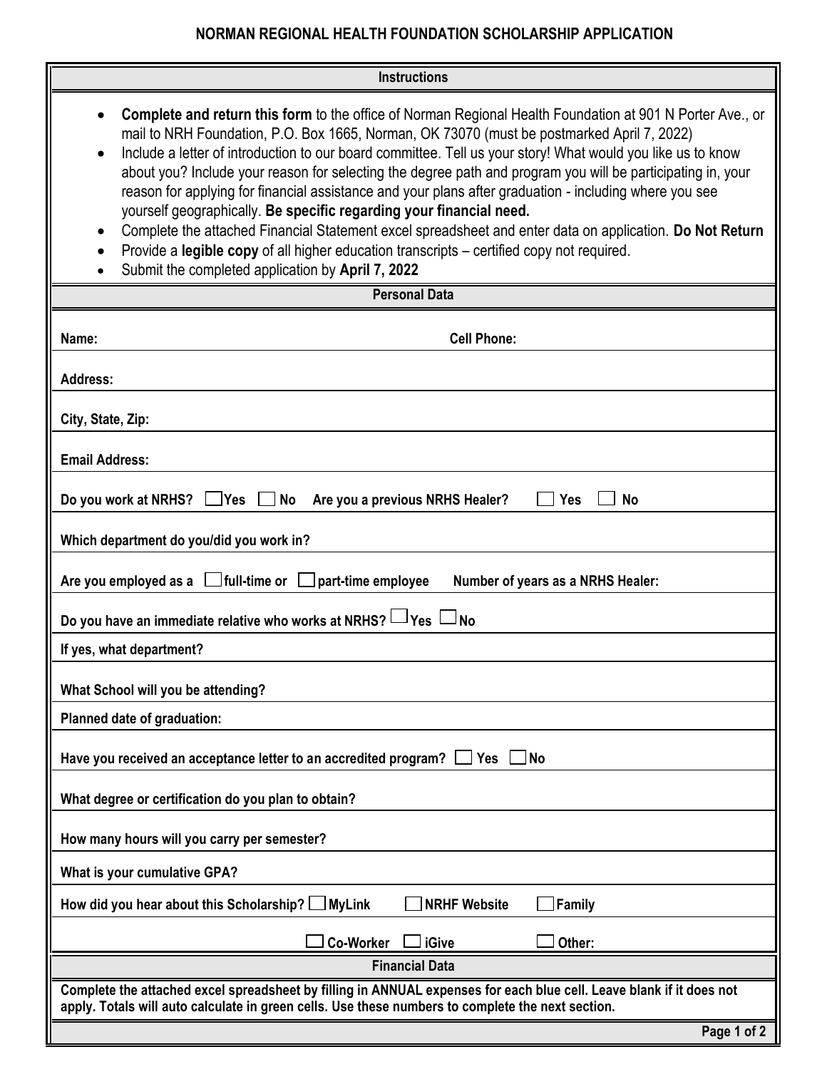## NORMAN REGIONAL HEALTH FOUNDATION SCHOLARSHIP APPLICATION

### Instructions

- **Complete and return this form** to the office of Norman Regional Health Foundation at 901 N Porter Ave., or mail to NRH Foundation, P.O. Box 1665, Norman, OK 73070 (must be postmarked April 7, 2022)
- Include a letter of introduction to our board committee. Tell us your story! What would you like us to know about you? Include your reason for selecting the degree path and program you will be participating in, your reason for applying for financial assistance and your plans after graduation - including where you see yourself geographically. **Be specific regarding your financial need.**
- Complete the attached Financial Statement excel spreadsheet and enter data on application. **Do Not Return**
- Provide a **legible copy** of all higher education transcripts – certified copy not required.
- Submit the completed application by **April 7, 2022**

### Personal Data

**Name:** ______________________ **Cell Phone:** ______________________

**Address:** ______________________

**City, State, Zip:** ______________________

**Email Address:** ______________________

**Do you work at NRHS?** ☐ **Yes** ☐ **No** **Are you a previous NRHS Healer?** ☐ **Yes** ☐ **No**

**Which department do you/did you work in?** ______________________

**Are you employed as a** ☐ **full-time or** ☐ **part-time employee** **Number of years as a NRHS Healer:** ______

**Do you have an immediate relative who works at NRHS?** ☐ **Yes** ☐ **No**

**If yes, what department?** ______________________

**What School will you be attending?** ______________________

**Planned date of graduation:** ______________________

**Have you received an acceptance letter to an accredited program?** ☐ **Yes** ☐ **No**

**What degree or certification do you plan to obtain?** ______________________

**How many hours will you carry per semester?** ______________________

**What is your cumulative GPA?** ______________________

**How did you hear about this Scholarship?** ☐ **MyLink** ☐ **NRHF Website** ☐ **Family**

☐ **Co-Worker** ☐ **iGive** ☐ **Other:** ______

### Financial Data

**Complete the attached excel spreadsheet by filling in ANNUAL expenses for each blue cell. Leave blank if it does not apply. Totals will auto calculate in green cells. Use these numbers to complete the next section.**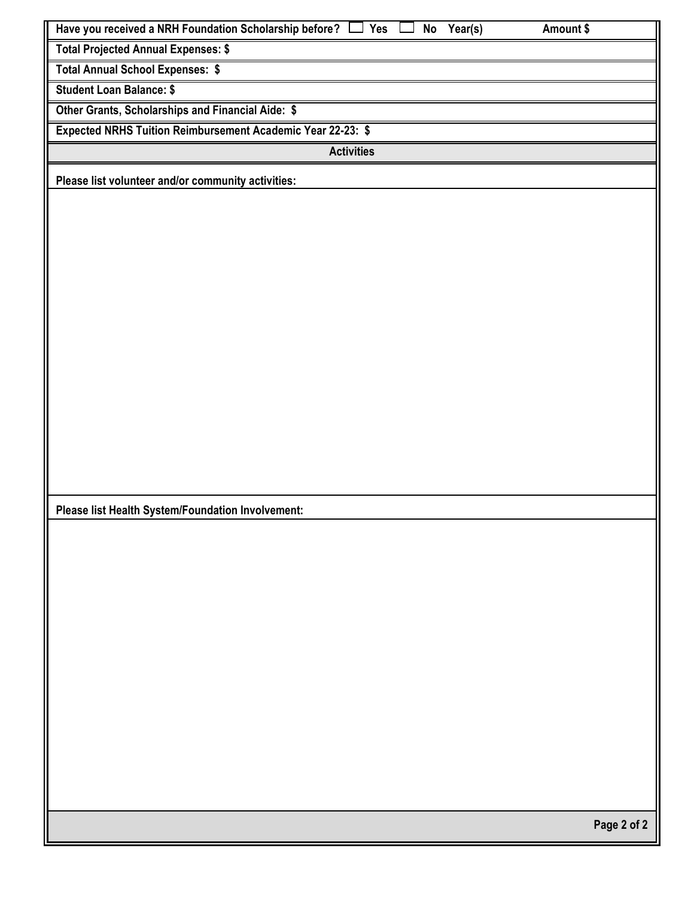**Have you received a NRH Foundation Scholarship before?** ☐ **Yes** ☐ **No** **Year(s)** **Amount $**

**Total Projected Annual Expenses: $**

**Total Annual School Expenses: $**

**Student Loan Balance: $**

**Other Grants, Scholarships and Financial Aide: $**

**Expected NRHS Tuition Reimbursement Academic Year 22-23: $**

## Activities

**Please list volunteer and/or community activities:**

**Please list Health System/Foundation Involvement:**